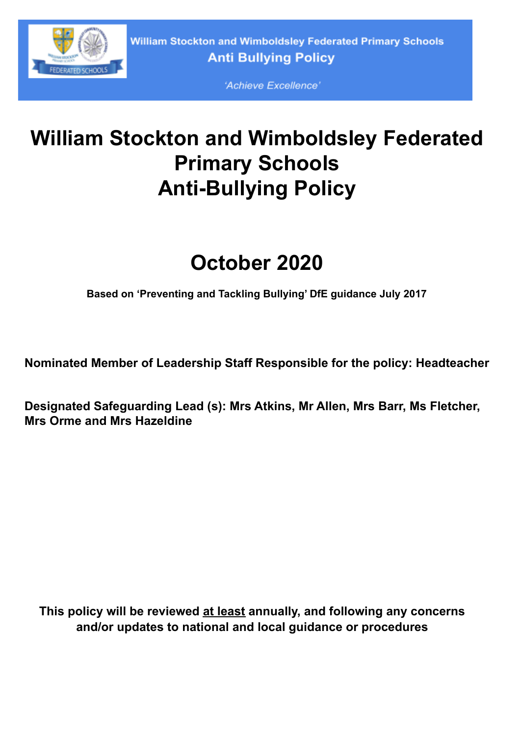William Stockton and Wimboldsley Federated Primary Schools
Anti Bullying Policy

*'Achieve Excellence'*

# William Stockton and Wimboldsley Federated Primary Schools Anti-Bullying Policy

# October 2020

**Based on 'Preventing and Tackling Bullying' DfE guidance July 2017**

**Nominated Member of Leadership Staff Responsible for the policy: Headteacher**

**Designated Safeguarding Lead (s): Mrs Atkins, Mr Allen, Mrs Barr, Ms Fletcher, Mrs Orme and Mrs Hazeldine**

**This policy will be reviewed <u>at least</u> annually, and following any concerns and/or updates to national and local guidance or procedures**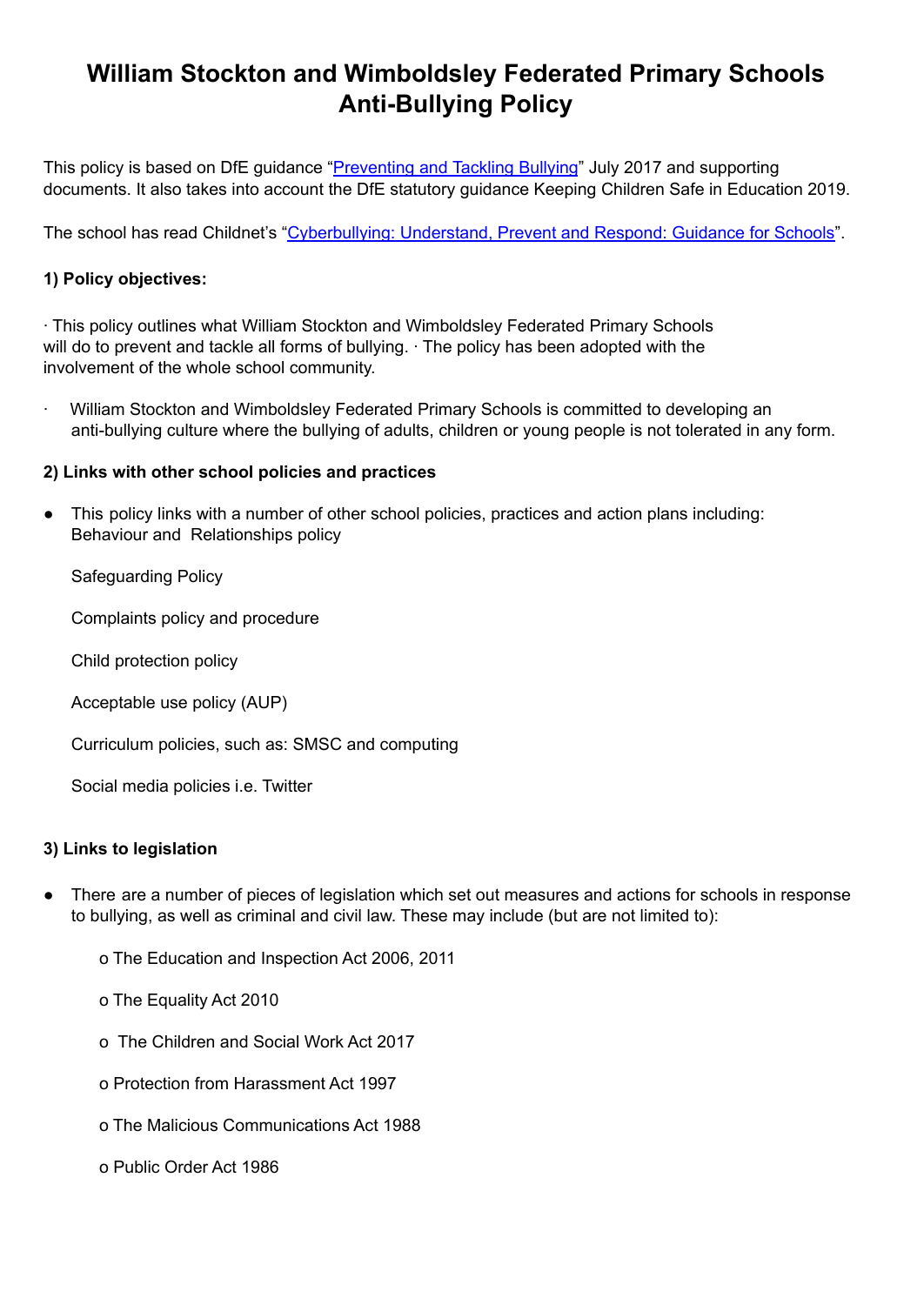# William Stockton and Wimboldsley Federated Primary Schools Anti-Bullying Policy

This policy is based on DfE guidance "[Preventing and Tackling Bullying]" July 2017 and supporting documents. It also takes into account the DfE statutory guidance Keeping Children Safe in Education 2019.

The school has read Childnet's "[Cyberbullying: Understand, Prevent and Respond: Guidance for Schools]".

**1) Policy objectives:**

· This policy outlines what William Stockton and Wimboldsley Federated Primary Schools will do to prevent and tackle all forms of bullying. · The policy has been adopted with the involvement of the whole school community.

- William Stockton and Wimboldsley Federated Primary Schools is committed to developing an anti-bullying culture where the bullying of adults, children or young people is not tolerated in any form.

**2) Links with other school policies and practices**

- This policy links with a number of other school policies, practices and action plans including: Behaviour and Relationships policy

  Safeguarding Policy

  Complaints policy and procedure

  Child protection policy

  Acceptable use policy (AUP)

  Curriculum policies, such as: SMSC and computing

  Social media policies i.e. Twitter

**3) Links to legislation**

- There are a number of pieces of legislation which set out measures and actions for schools in response to bullying, as well as criminal and civil law. These may include (but are not limited to):

  o The Education and Inspection Act 2006, 2011

  o The Equality Act 2010

  o The Children and Social Work Act 2017

  o Protection from Harassment Act 1997

  o The Malicious Communications Act 1988

  o Public Order Act 1986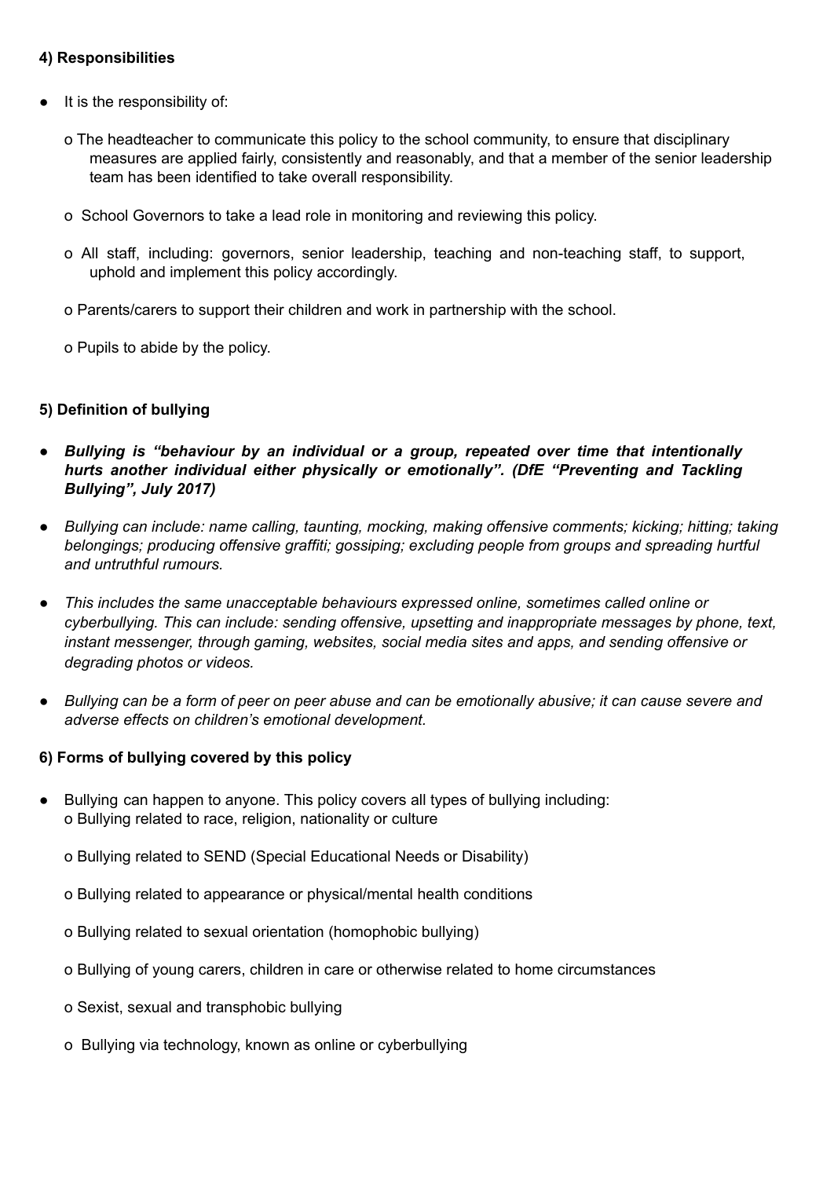#### 4) Responsibilities

- It is the responsibility of:
  - o The headteacher to communicate this policy to the school community, to ensure that disciplinary measures are applied fairly, consistently and reasonably, and that a member of the senior leadership team has been identified to take overall responsibility.
  - o School Governors to take a lead role in monitoring and reviewing this policy.
  - o All staff, including: governors, senior leadership, teaching and non-teaching staff, to support, uphold and implement this policy accordingly.
  - o Parents/carers to support their children and work in partnership with the school.
  - o Pupils to abide by the policy.

#### 5) Definition of bullying

- ***Bullying is "behaviour by an individual or a group, repeated over time that intentionally hurts another individual either physically or emotionally". (DfE "Preventing and Tackling Bullying", July 2017)***
- *Bullying can include: name calling, taunting, mocking, making offensive comments; kicking; hitting; taking belongings; producing offensive graffiti; gossiping; excluding people from groups and spreading hurtful and untruthful rumours.*
- *This includes the same unacceptable behaviours expressed online, sometimes called online or cyberbullying. This can include: sending offensive, upsetting and inappropriate messages by phone, text, instant messenger, through gaming, websites, social media sites and apps, and sending offensive or degrading photos or videos.*
- *Bullying can be a form of peer on peer abuse and can be emotionally abusive; it can cause severe and adverse effects on children's emotional development.*

#### 6) Forms of bullying covered by this policy

- Bullying can happen to anyone. This policy covers all types of bullying including:
  - o Bullying related to race, religion, nationality or culture
  - o Bullying related to SEND (Special Educational Needs or Disability)
  - o Bullying related to appearance or physical/mental health conditions
  - o Bullying related to sexual orientation (homophobic bullying)
  - o Bullying of young carers, children in care or otherwise related to home circumstances
  - o Sexist, sexual and transphobic bullying
  - o Bullying via technology, known as online or cyberbullying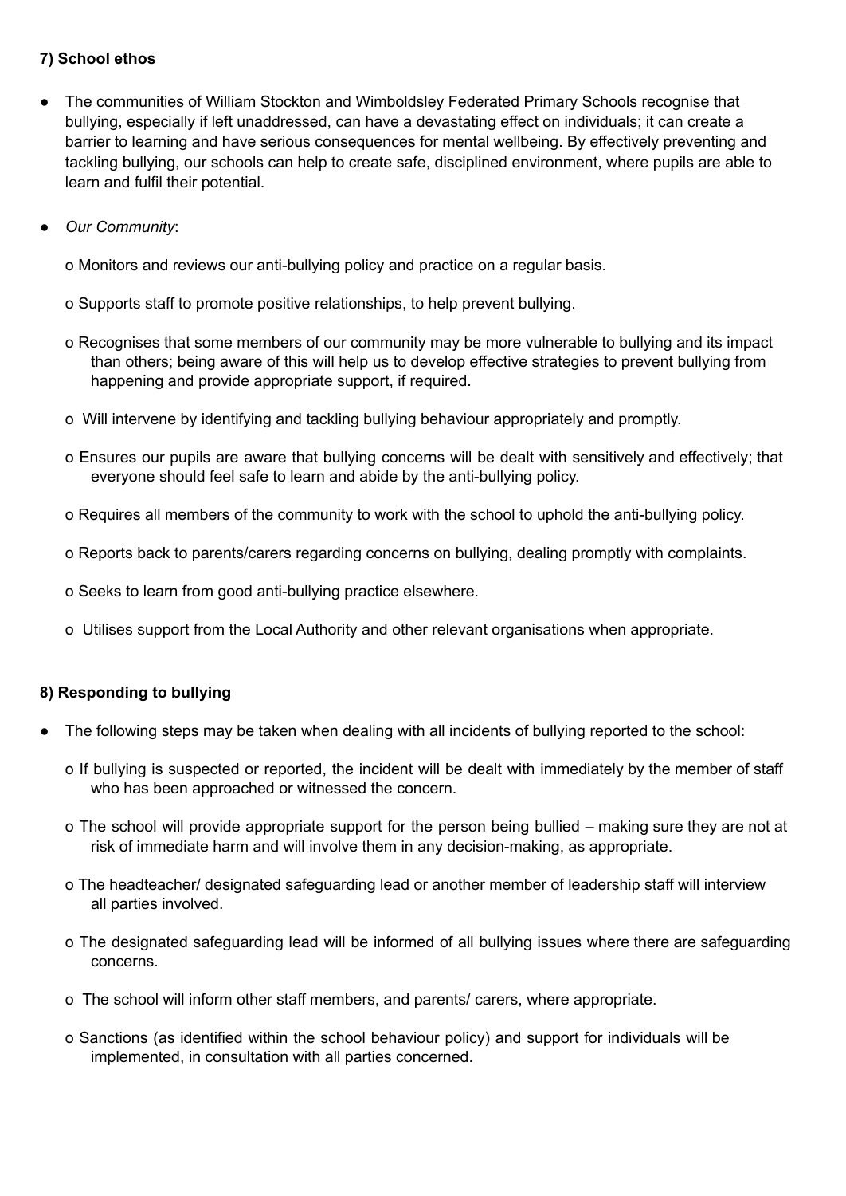### 7) School ethos

- The communities of William Stockton and Wimboldsley Federated Primary Schools recognise that bullying, especially if left unaddressed, can have a devastating effect on individuals; it can create a barrier to learning and have serious consequences for mental wellbeing. By effectively preventing and tackling bullying, our schools can help to create safe, disciplined environment, where pupils are able to learn and fulfil their potential.

- *Our Community*:

  - o Monitors and reviews our anti-bullying policy and practice on a regular basis.
  - o Supports staff to promote positive relationships, to help prevent bullying.
  - o Recognises that some members of our community may be more vulnerable to bullying and its impact than others; being aware of this will help us to develop effective strategies to prevent bullying from happening and provide appropriate support, if required.
  - o Will intervene by identifying and tackling bullying behaviour appropriately and promptly.
  - o Ensures our pupils are aware that bullying concerns will be dealt with sensitively and effectively; that everyone should feel safe to learn and abide by the anti-bullying policy.
  - o Requires all members of the community to work with the school to uphold the anti-bullying policy.
  - o Reports back to parents/carers regarding concerns on bullying, dealing promptly with complaints.
  - o Seeks to learn from good anti-bullying practice elsewhere.
  - o Utilises support from the Local Authority and other relevant organisations when appropriate.

### 8) Responding to bullying

- The following steps may be taken when dealing with all incidents of bullying reported to the school:

  - o If bullying is suspected or reported, the incident will be dealt with immediately by the member of staff who has been approached or witnessed the concern.
  - o The school will provide appropriate support for the person being bullied – making sure they are not at risk of immediate harm and will involve them in any decision-making, as appropriate.
  - o The headteacher/ designated safeguarding lead or another member of leadership staff will interview all parties involved.
  - o The designated safeguarding lead will be informed of all bullying issues where there are safeguarding concerns.
  - o The school will inform other staff members, and parents/ carers, where appropriate.
  - o Sanctions (as identified within the school behaviour policy) and support for individuals will be implemented, in consultation with all parties concerned.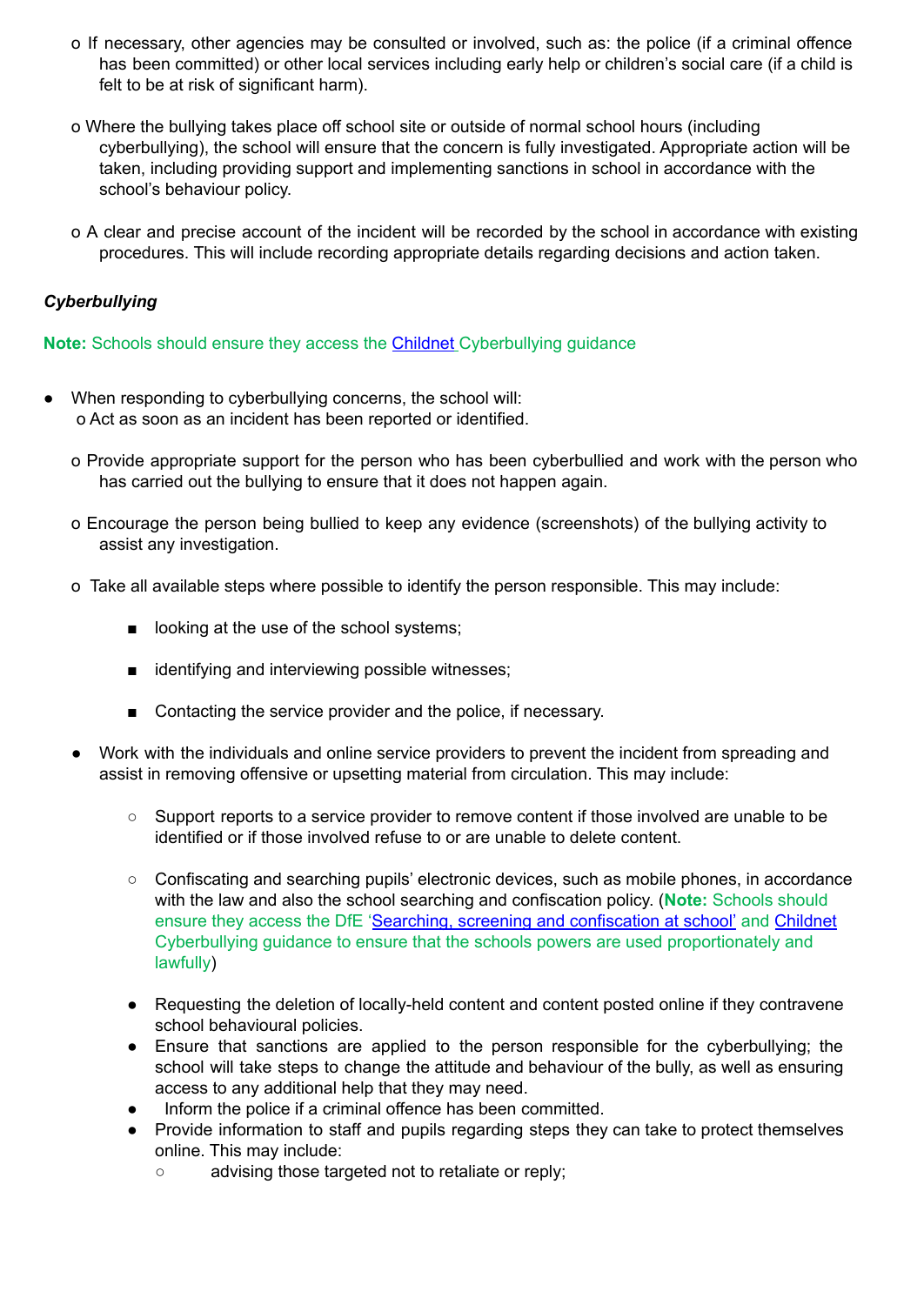- If necessary, other agencies may be consulted or involved, such as: the police (if a criminal offence has been committed) or other local services including early help or children's social care (if a child is felt to be at risk of significant harm).

- Where the bullying takes place off school site or outside of normal school hours (including cyberbullying), the school will ensure that the concern is fully investigated. Appropriate action will be taken, including providing support and implementing sanctions in school in accordance with the school's behaviour policy.

- A clear and precise account of the incident will be recorded by the school in accordance with existing procedures. This will include recording appropriate details regarding decisions and action taken.

***Cyberbullying***

**Note:** Schools should ensure they access the Childnet Cyberbullying guidance

- When responding to cyberbullying concerns, the school will:
  - Act as soon as an incident has been reported or identified.
  - Provide appropriate support for the person who has been cyberbullied and work with the person who has carried out the bullying to ensure that it does not happen again.
  - Encourage the person being bullied to keep any evidence (screenshots) of the bullying activity to assist any investigation.
  - Take all available steps where possible to identify the person responsible. This may include:
    - looking at the use of the school systems;
    - identifying and interviewing possible witnesses;
    - Contacting the service provider and the police, if necessary.
  - Work with the individuals and online service providers to prevent the incident from spreading and assist in removing offensive or upsetting material from circulation. This may include:
    - Support reports to a service provider to remove content if those involved are unable to be identified or if those involved refuse to or are unable to delete content.
    - Confiscating and searching pupils' electronic devices, such as mobile phones, in accordance with the law and also the school searching and confiscation policy. (**Note:** Schools should ensure they access the DfE 'Searching, screening and confiscation at school' and Childnet Cyberbullying guidance to ensure that the schools powers are used proportionately and lawfully)
    - Requesting the deletion of locally-held content and content posted online if they contravene school behavioural policies.
    - Ensure that sanctions are applied to the person responsible for the cyberbullying; the school will take steps to change the attitude and behaviour of the bully, as well as ensuring access to any additional help that they may need.
    - Inform the police if a criminal offence has been committed.
    - Provide information to staff and pupils regarding steps they can take to protect themselves online. This may include:
      - advising those targeted not to retaliate or reply;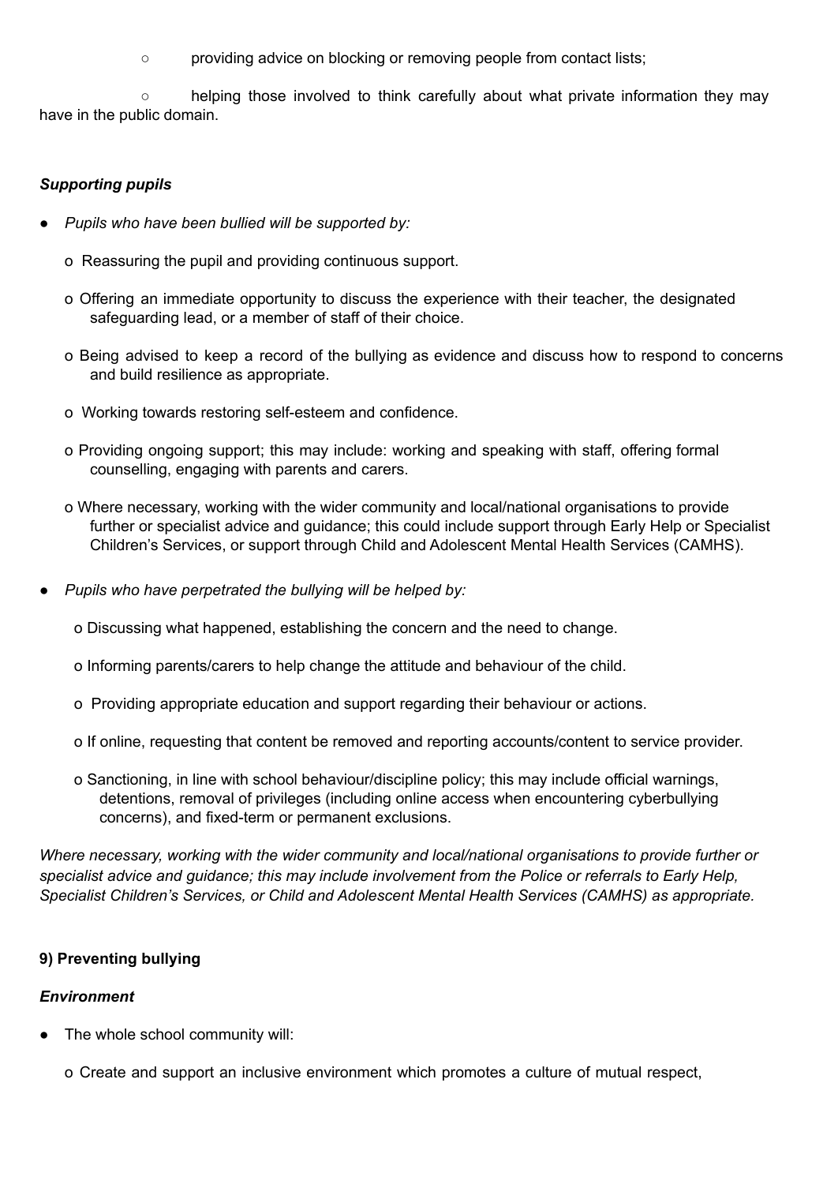- providing advice on blocking or removing people from contact lists;
- helping those involved to think carefully about what private information they may have in the public domain.

***Supporting pupils***

- *Pupils who have been bullied will be supported by:*
  - o Reassuring the pupil and providing continuous support.
  - o Offering an immediate opportunity to discuss the experience with their teacher, the designated safeguarding lead, or a member of staff of their choice.
  - o Being advised to keep a record of the bullying as evidence and discuss how to respond to concerns and build resilience as appropriate.
  - o Working towards restoring self-esteem and confidence.
  - o Providing ongoing support; this may include: working and speaking with staff, offering formal counselling, engaging with parents and carers.
  - o Where necessary, working with the wider community and local/national organisations to provide further or specialist advice and guidance; this could include support through Early Help or Specialist Children's Services, or support through Child and Adolescent Mental Health Services (CAMHS).
- *Pupils who have perpetrated the bullying will be helped by:*
  - o Discussing what happened, establishing the concern and the need to change.
  - o Informing parents/carers to help change the attitude and behaviour of the child.
  - o Providing appropriate education and support regarding their behaviour or actions.
  - o If online, requesting that content be removed and reporting accounts/content to service provider.
  - o Sanctioning, in line with school behaviour/discipline policy; this may include official warnings, detentions, removal of privileges (including online access when encountering cyberbullying concerns), and fixed-term or permanent exclusions.

*Where necessary, working with the wider community and local/national organisations to provide further or specialist advice and guidance; this may include involvement from the Police or referrals to Early Help, Specialist Children's Services, or Child and Adolescent Mental Health Services (CAMHS) as appropriate.*

**9) Preventing bullying**

***Environment***

- The whole school community will:
  - o Create and support an inclusive environment which promotes a culture of mutual respect,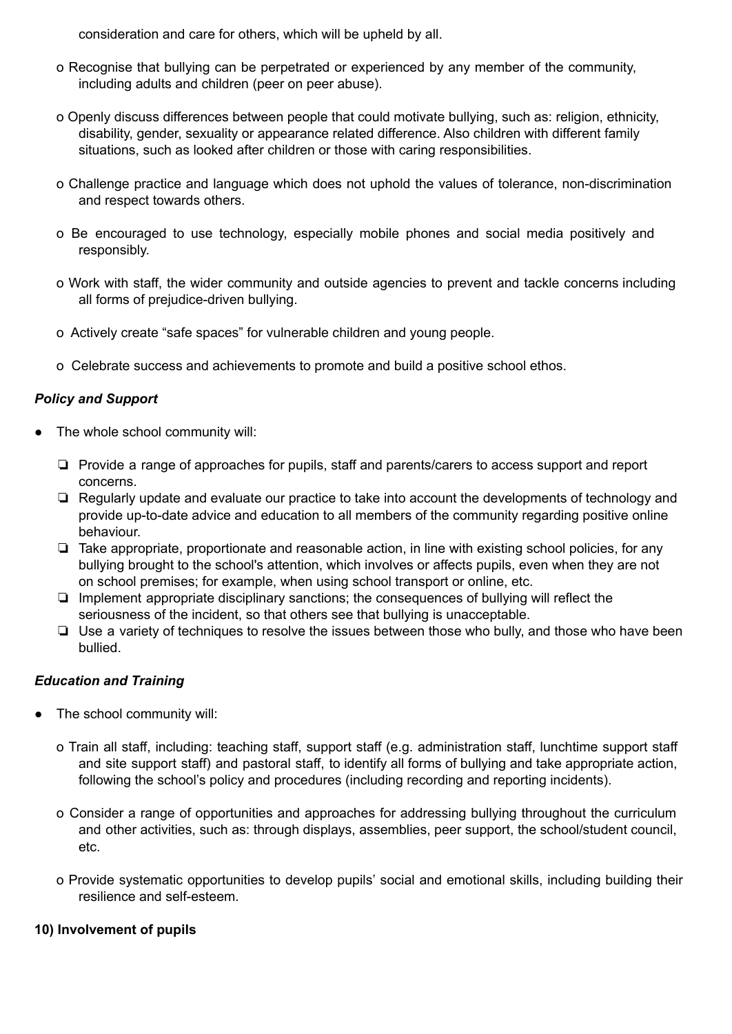consideration and care for others, which will be upheld by all.

- o Recognise that bullying can be perpetrated or experienced by any member of the community, including adults and children (peer on peer abuse).
- o Openly discuss differences between people that could motivate bullying, such as: religion, ethnicity, disability, gender, sexuality or appearance related difference. Also children with different family situations, such as looked after children or those with caring responsibilities.
- o Challenge practice and language which does not uphold the values of tolerance, non-discrimination and respect towards others.
- o Be encouraged to use technology, especially mobile phones and social media positively and responsibly.
- o Work with staff, the wider community and outside agencies to prevent and tackle concerns including all forms of prejudice-driven bullying.
- o Actively create “safe spaces” for vulnerable children and young people.
- o Celebrate success and achievements to promote and build a positive school ethos.

***Policy and Support***

- The whole school community will:
  - ❏ Provide a range of approaches for pupils, staff and parents/carers to access support and report concerns.
  - ❏ Regularly update and evaluate our practice to take into account the developments of technology and provide up-to-date advice and education to all members of the community regarding positive online behaviour.
  - ❏ Take appropriate, proportionate and reasonable action, in line with existing school policies, for any bullying brought to the school's attention, which involves or affects pupils, even when they are not on school premises; for example, when using school transport or online, etc.
  - ❏ Implement appropriate disciplinary sanctions; the consequences of bullying will reflect the seriousness of the incident, so that others see that bullying is unacceptable.
  - ❏ Use a variety of techniques to resolve the issues between those who bully, and those who have been bullied.

***Education and Training***

- The school community will:
  - o Train all staff, including: teaching staff, support staff (e.g. administration staff, lunchtime support staff and site support staff) and pastoral staff, to identify all forms of bullying and take appropriate action, following the school’s policy and procedures (including recording and reporting incidents).
  - o Consider a range of opportunities and approaches for addressing bullying throughout the curriculum and other activities, such as: through displays, assemblies, peer support, the school/student council, etc.
  - o Provide systematic opportunities to develop pupils’ social and emotional skills, including building their resilience and self-esteem.

**10) Involvement of pupils**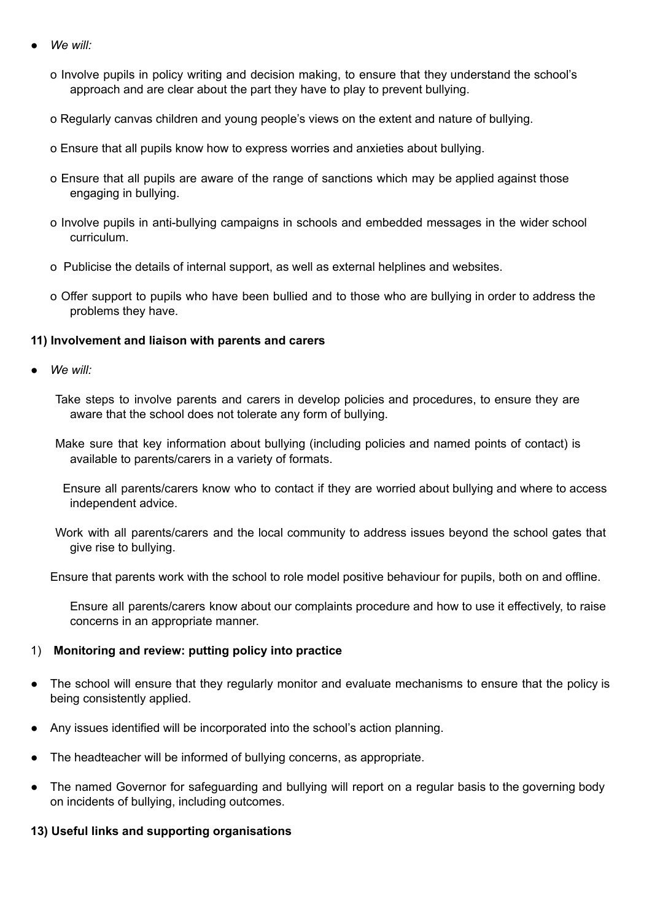- *We will:*

  o Involve pupils in policy writing and decision making, to ensure that they understand the school's approach and are clear about the part they have to play to prevent bullying.

  o Regularly canvas children and young people's views on the extent and nature of bullying.

  o Ensure that all pupils know how to express worries and anxieties about bullying.

  o Ensure that all pupils are aware of the range of sanctions which may be applied against those engaging in bullying.

  o Involve pupils in anti-bullying campaigns in schools and embedded messages in the wider school curriculum.

  o Publicise the details of internal support, as well as external helplines and websites.

  o Offer support to pupils who have been bullied and to those who are bullying in order to address the problems they have.

**11) Involvement and liaison with parents and carers**

- *We will:*

  Take steps to involve parents and carers in develop policies and procedures, to ensure they are aware that the school does not tolerate any form of bullying.

  Make sure that key information about bullying (including policies and named points of contact) is available to parents/carers in a variety of formats.

  Ensure all parents/carers know who to contact if they are worried about bullying and where to access independent advice.

  Work with all parents/carers and the local community to address issues beyond the school gates that give rise to bullying.

  Ensure that parents work with the school to role model positive behaviour for pupils, both on and offline.

  Ensure all parents/carers know about our complaints procedure and how to use it effectively, to raise concerns in an appropriate manner.

1) **Monitoring and review: putting policy into practice**

- The school will ensure that they regularly monitor and evaluate mechanisms to ensure that the policy is being consistently applied.
- Any issues identified will be incorporated into the school's action planning.
- The headteacher will be informed of bullying concerns, as appropriate.
- The named Governor for safeguarding and bullying will report on a regular basis to the governing body on incidents of bullying, including outcomes.

**13) Useful links and supporting organisations**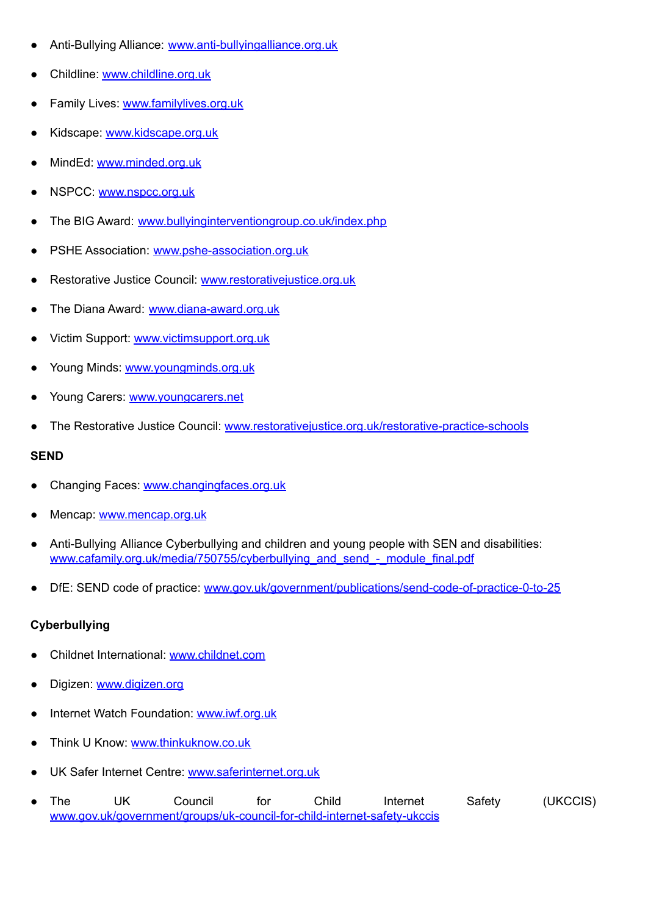- Anti-Bullying Alliance: www.anti-bullyingalliance.org.uk
- Childline: www.childline.org.uk
- Family Lives: www.familylives.org.uk
- Kidscape: www.kidscape.org.uk
- MindEd: www.minded.org.uk
- NSPCC: www.nspcc.org.uk
- The BIG Award: www.bullyinginterventiongroup.co.uk/index.php
- PSHE Association: www.pshe-association.org.uk
- Restorative Justice Council: www.restorativejustice.org.uk
- The Diana Award: www.diana-award.org.uk
- Victim Support: www.victimsupport.org.uk
- Young Minds: www.youngminds.org.uk
- Young Carers: www.youngcarers.net
- The Restorative Justice Council: www.restorativejustice.org.uk/restorative-practice-schools

**SEND**

- Changing Faces: www.changingfaces.org.uk
- Mencap: www.mencap.org.uk
- Anti-Bullying Alliance Cyberbullying and children and young people with SEN and disabilities: www.cafamily.org.uk/media/750755/cyberbullying_and_send_-_module_final.pdf
- DfE: SEND code of practice: www.gov.uk/government/publications/send-code-of-practice-0-to-25

**Cyberbullying**

- Childnet International: www.childnet.com
- Digizen: www.digizen.org
- Internet Watch Foundation: www.iwf.org.uk
- Think U Know: www.thinkuknow.co.uk
- UK Safer Internet Centre: www.saferinternet.org.uk
- The UK Council for Child Internet Safety (UKCCIS) www.gov.uk/government/groups/uk-council-for-child-internet-safety-ukccis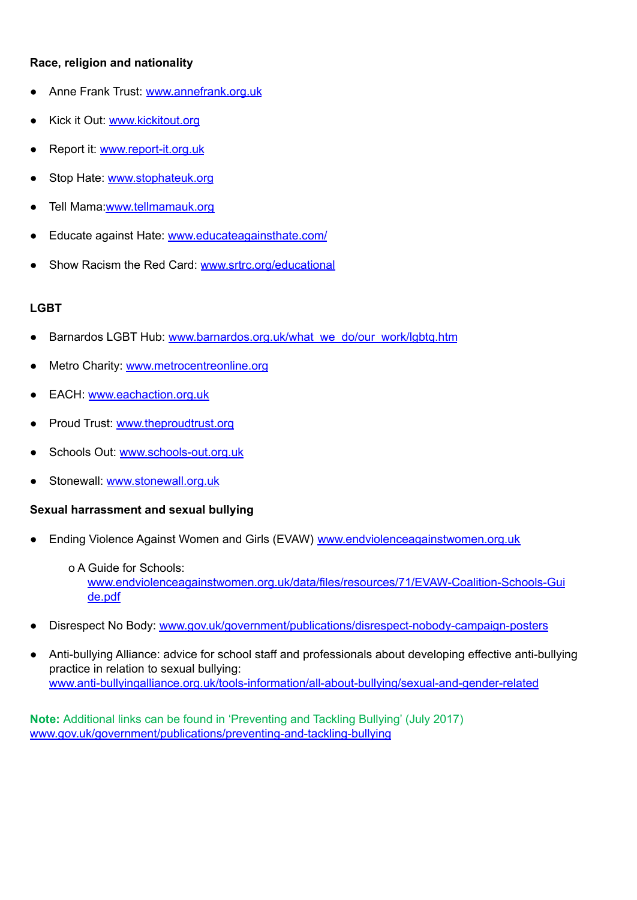**Race, religion and nationality**

- Anne Frank Trust: www.annefrank.org.uk
- Kick it Out: www.kickitout.org
- Report it: www.report-it.org.uk
- Stop Hate: www.stophateuk.org
- Tell Mama:www.tellmamauk.org
- Educate against Hate: www.educateagainsthate.com/
- Show Racism the Red Card: www.srtrc.org/educational

**LGBT**

- Barnardos LGBT Hub: www.barnardos.org.uk/what_we_do/our_work/lgbtq.htm
- Metro Charity: www.metrocentreonline.org
- EACH: www.eachaction.org.uk
- Proud Trust: www.theproudtrust.org
- Schools Out: www.schools-out.org.uk
- Stonewall: www.stonewall.org.uk

**Sexual harrassment and sexual bullying**

- Ending Violence Against Women and Girls (EVAW) www.endviolenceagainstwomen.org.uk
    - o A Guide for Schools: www.endviolenceagainstwomen.org.uk/data/files/resources/71/EVAW-Coalition-Schools-Guide.pdf
- Disrespect No Body: www.gov.uk/government/publications/disrespect-nobody-campaign-posters
- Anti-bullying Alliance: advice for school staff and professionals about developing effective anti-bullying practice in relation to sexual bullying: www.anti-bullyingalliance.org.uk/tools-information/all-about-bullying/sexual-and-gender-related

**Note:** Additional links can be found in 'Preventing and Tackling Bullying' (July 2017) www.gov.uk/government/publications/preventing-and-tackling-bullying